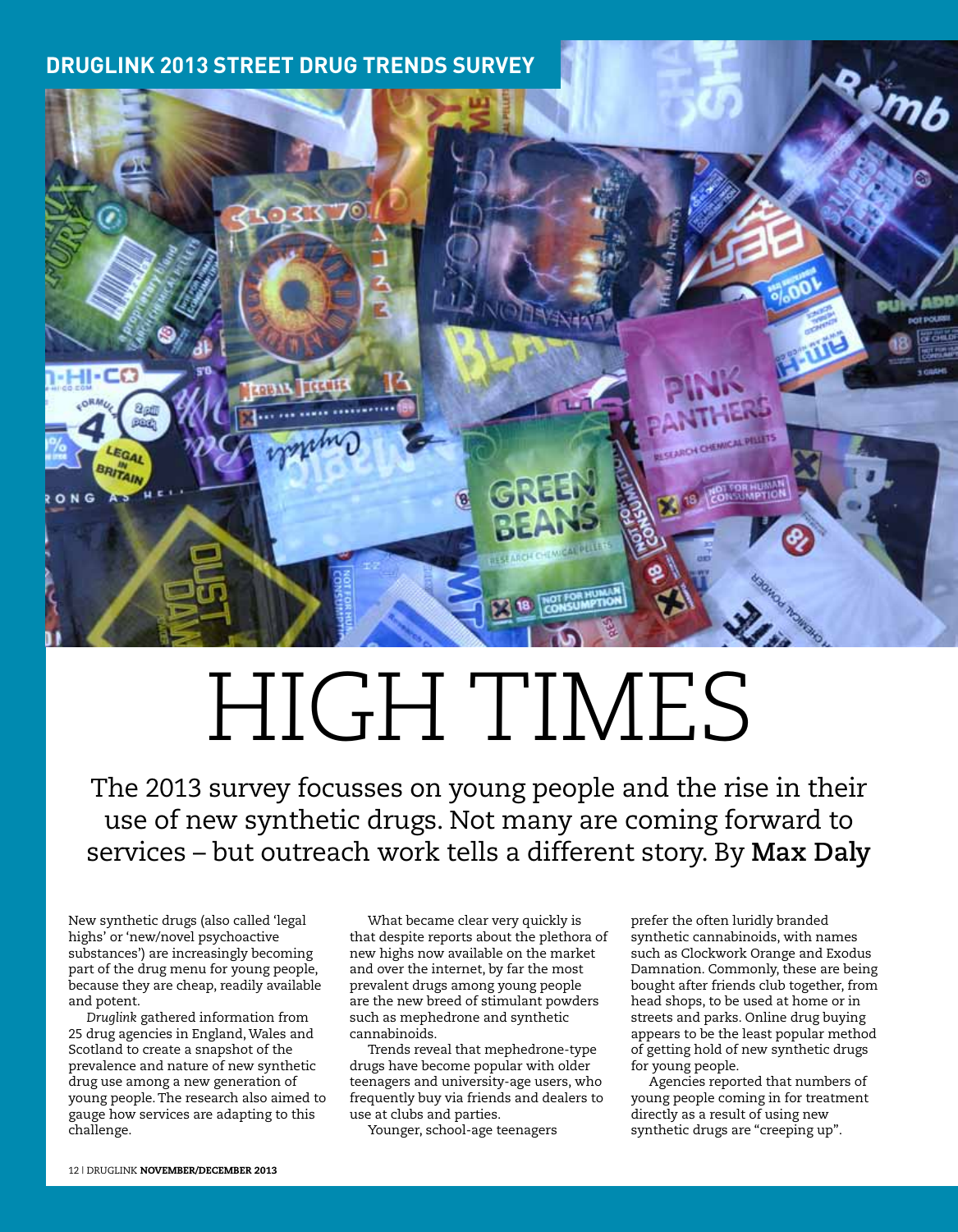DRUGLINK 2013 STREET DRUG TRENDS SURVEY

# HIGH TIMES

The 2013 survey focusses on young people and the rise in their use of new synthetic drugs. Not many are coming forward to services – but outreach work tells a different story. By **Max Daly**

New synthetic drugs (also called 'legal highs' or 'new/novel psychoactive substances') are increasingly becoming part of the drug menu for young people, because they are cheap, readily available and potent.

*Druglink* gathered information from 25 drug agencies in England, Wales and Scotland to create a snapshot of the prevalence and nature of new synthetic drug use among a new generation of young people. The research also aimed to gauge how services are adapting to this challenge.

What became clear very quickly is that despite reports about the plethora of new highs now available on the market and over the internet, by far the most prevalent drugs among young people are the new breed of stimulant powders such as mephedrone and synthetic cannabinoids.

Trends reveal that mephedrone-type drugs have become popular with older teenagers and university-age users, who frequently buy via friends and dealers to use at clubs and parties.

Younger, school-age teenagers prefer the often luridly branded synthetic cannabinoids, with names such as Clockwork Orange and Exodus Damnation. Commonly, these are being bought after friends club together, from head shops, to be used at home or in streets and parks. Online drug buying appears to be the least popular method of getting hold of new synthetic drugs for young people.

Agencies reported that numbers of young people coming in for treatment directly as a result of using new synthetic drugs are "creeping up".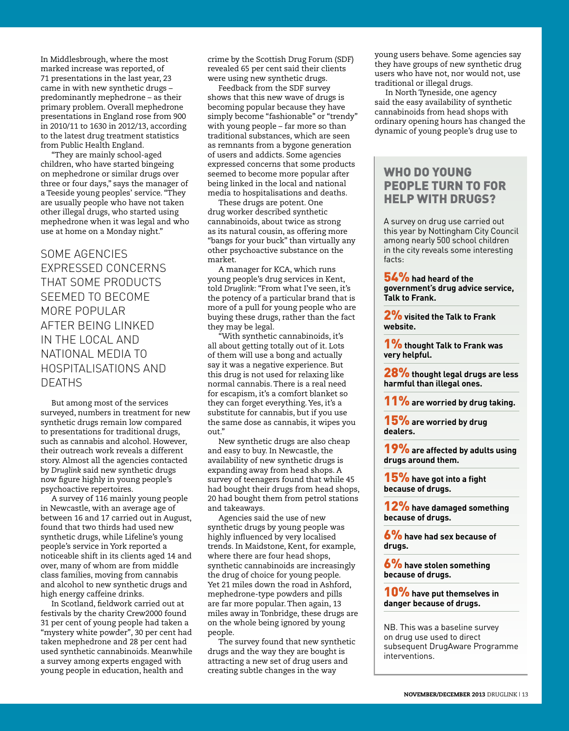In Middlesbrough, where the most marked increase was reported, of 71 presentations in the last year, 23 came in with new synthetic drugs – predominantly mephedrone – as their primary problem. Overall mephedrone presentations in England rose from 900 in 2010/11 to 1630 in 2012/13, according to the latest drug treatment statistics from Public Health England.

"They are mainly school-aged children, who have started bingeing on mephedrone or similar drugs over three or four days," says the manager of a Teeside young peoples' service. "They are usually people who have not taken other illegal drugs, who started using mephedrone when it was legal and who use at home on a Monday night."

> SOME AGENCIES EXPRESSED CONCERNS THAT SOME PRODUCTS SEEMED TO BECOME MORE POPULAR AFTER BEING LINKED IN THE LOCAL AND NATIONAL MEDIA TO HOSPITALISATIONS AND DEATHS

But among most of the services surveyed, numbers in treatment for new synthetic drugs remain low compared to presentations for traditional drugs, such as cannabis and alcohol. However, their outreach work reveals a different story. Almost all the agencies contacted by *Druglink* said new synthetic drugs now figure highly in young people's psychoactive repertoires.

A survey of 116 mainly young people in Newcastle, with an average age of between 16 and 17 carried out in August, found that two thirds had used new synthetic drugs, while Lifeline's young people's service in York reported a noticeable shift in its clients aged 14 and over, many of whom are from middle class families, moving from cannabis and alcohol to new synthetic drugs and high energy caffeine drinks.

In Scotland, fieldwork carried out at festivals by the charity Crew2000 found 31 per cent of young people had taken a "mystery white powder", 30 per cent had taken mephedrone and 28 per cent had used synthetic cannabinoids. Meanwhile a survey among experts engaged with young people in education, health and crime by the Scottish Drug Forum (SDF) revealed 65 per cent said their clients were using new synthetic drugs.

Feedback from the SDF survey shows that this new wave of drugs is becoming popular because they have simply become "fashionable" or "trendy" with young people – far more so than traditional substances, which are seen as remnants from a bygone generation of users and addicts. Some agencies expressed concerns that some products seemed to become more popular after being linked in the local and national media to hospitalisations and deaths.

These drugs are potent. One drug worker described synthetic cannabinoids, about twice as strong as its natural cousin, as offering more "bangs for your buck" than virtually any other psychoactive substance on the market.

A manager for KCA, which runs young people's drug services in Kent, told *Druglink*: "From what I've seen, it's the potency of a particular brand that is more of a pull for young people who are buying these drugs, rather than the fact they may be legal.

"With synthetic cannabinoids, it's all about getting totally out of it. Lots of them will use a bong and actually say it was a negative experience. But this drug is not used for relaxing like normal cannabis. There is a real need for escapism, it's a comfort blanket so they can forget everything. Yes, it's a substitute for cannabis, but if you use the same dose as cannabis, it wipes you out."

New synthetic drugs are also cheap and easy to buy. In Newcastle, the availability of new synthetic drugs is expanding away from head shops. A survey of teenagers found that while 45 had bought their drugs from head shops, 20 had bought them from petrol stations and takeaways.

Agencies said the use of new synthetic drugs by young people was highly influenced by very localised trends. In Maidstone, Kent, for example, where there are four head shops, synthetic cannabinoids are increasingly the drug of choice for young people. Yet 21 miles down the road in Ashford, mephedrone-type powders and pills are far more popular. Then again, 13 miles away in Tonbridge, these drugs are on the whole being ignored by young people.

The survey found that new synthetic drugs and the way they are bought is attracting a new set of drug users and creating subtle changes in the way young users behave. Some agencies say they have groups of new synthetic drug users who have not, nor would not, use traditional or illegal drugs.

In North Tyneside, one agency said the easy availability of synthetic cannabinoids from head shops with ordinary opening hours has changed the dynamic of young people's drug use to

## WHO DO YOUNG PEOPLE TURN TO FOR HELP WITH DRUGS?

A survey on drug use carried out this year by Nottingham City Council among nearly 500 school children in the city reveals some interesting facts:

**54% had heard of the government's drug advice service, Talk to Frank.**

**2% visited the Talk to Frank website.**

**1% thought Talk to Frank was very helpful.**

**28% thought legal drugs are less harmful than illegal ones.**

**11% are worried by drug taking.**

**15% are worried by drug dealers.**

**19% are affected by adults using drugs around them.**

**15% have got into a fight because of drugs.**

**12% have damaged something because of drugs.**

**6% have had sex because of drugs.**

**6% have stolen something because of drugs.**

**10% have put themselves in danger because of drugs.**

NB. This was a baseline survey on drug use used to direct subsequent DrugAware Programme interventions.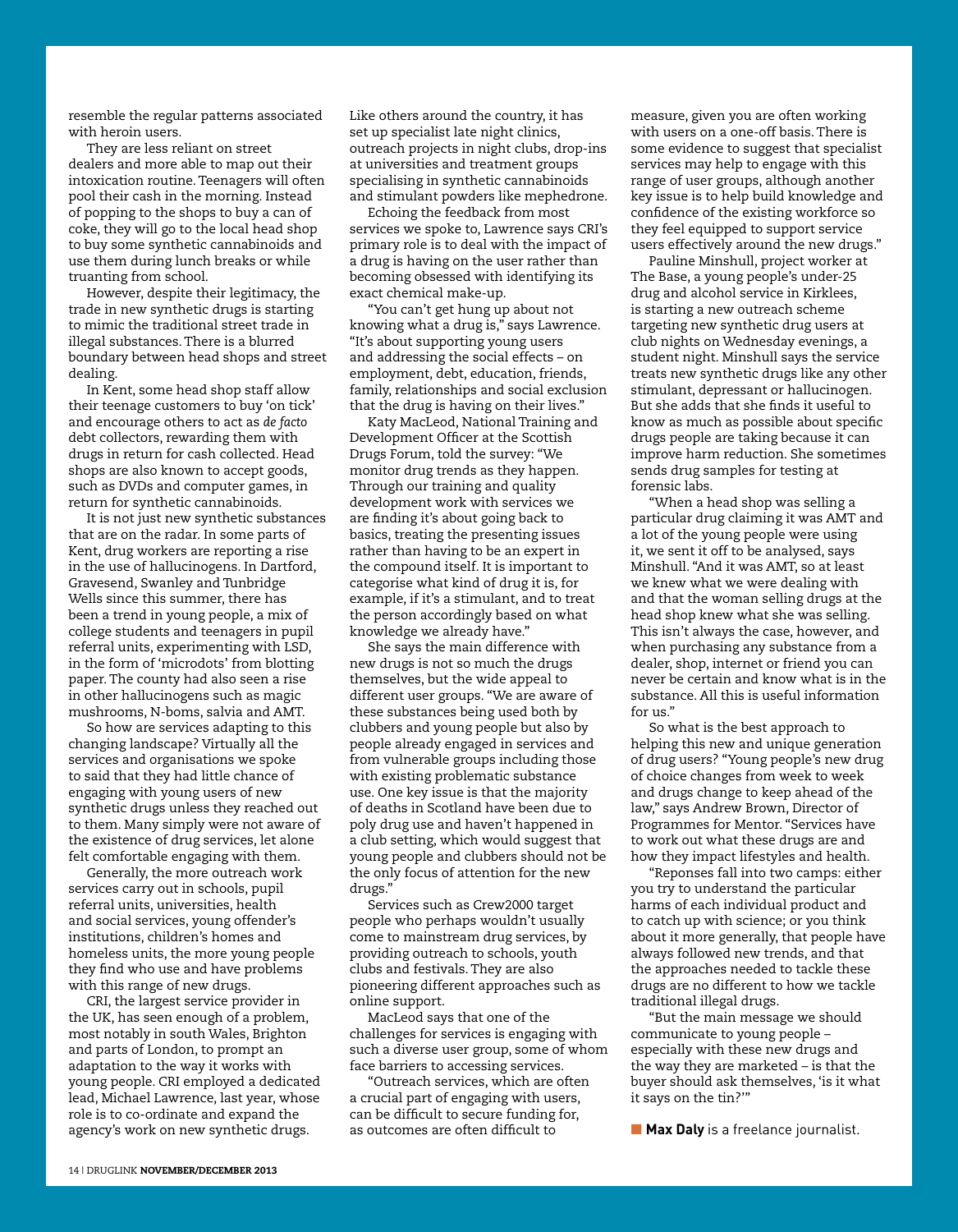resemble the regular patterns associated with heroin users.

They are less reliant on street dealers and more able to map out their intoxication routine. Teenagers will often pool their cash in the morning. Instead of popping to the shops to buy a can of coke, they will go to the local head shop to buy some synthetic cannabinoids and use them during lunch breaks or while truanting from school.

However, despite their legitimacy, the trade in new synthetic drugs is starting to mimic the traditional street trade in illegal substances. There is a blurred boundary between head shops and street dealing.

In Kent, some head shop staff allow their teenage customers to buy 'on tick' and encourage others to act as *de facto* debt collectors, rewarding them with drugs in return for cash collected. Head shops are also known to accept goods, such as DVDs and computer games, in return for synthetic cannabinoids.

It is not just new synthetic substances that are on the radar. In some parts of Kent, drug workers are reporting a rise in the use of hallucinogens. In Dartford, Gravesend, Swanley and Tunbridge Wells since this summer, there has been a trend in young people, a mix of college students and teenagers in pupil referral units, experimenting with LSD, in the form of 'microdots' from blotting paper. The county had also seen a rise in other hallucinogens such as magic mushrooms, N-boms, salvia and AMT.

So how are services adapting to this changing landscape? Virtually all the services and organisations we spoke to said that they had little chance of engaging with young users of new synthetic drugs unless they reached out to them. Many simply were not aware of the existence of drug services, let alone felt comfortable engaging with them.

Generally, the more outreach work services carry out in schools, pupil referral units, universities, health and social services, young offender's institutions, children's homes and homeless units, the more young people they find who use and have problems with this range of new drugs.

CRI, the largest service provider in the UK, has seen enough of a problem, most notably in south Wales, Brighton and parts of London, to prompt an adaptation to the way it works with young people. CRI employed a dedicated lead, Michael Lawrence, last year, whose role is to co-ordinate and expand the agency's work on new synthetic drugs. Like others around the country, it has set up specialist late night clinics, outreach projects in night clubs, drop-ins at universities and treatment groups specialising in synthetic cannabinoids and stimulant powders like mephedrone.

Echoing the feedback from most services we spoke to, Lawrence says CRI's primary role is to deal with the impact of a drug is having on the user rather than becoming obsessed with identifying its exact chemical make-up.

"You can't get hung up about not knowing what a drug is," says Lawrence. "It's about supporting young users and addressing the social effects – on employment, debt, education, friends, family, relationships and social exclusion that the drug is having on their lives."

Katy MacLeod, National Training and Development Officer at the Scottish Drugs Forum, told the survey: "We monitor drug trends as they happen. Through our training and quality development work with services we are finding it's about going back to basics, treating the presenting issues rather than having to be an expert in the compound itself. It is important to categorise what kind of drug it is, for example, if it's a stimulant, and to treat the person accordingly based on what knowledge we already have."

She says the main difference with new drugs is not so much the drugs themselves, but the wide appeal to different user groups. "We are aware of these substances being used both by clubbers and young people but also by people already engaged in services and from vulnerable groups including those with existing problematic substance use. One key issue is that the majority of deaths in Scotland have been due to poly drug use and haven't happened in a club setting, which would suggest that young people and clubbers should not be the only focus of attention for the new drugs."

Services such as Crew2000 target people who perhaps wouldn't usually come to mainstream drug services, by providing outreach to schools, youth clubs and festivals. They are also pioneering different approaches such as online support.

MacLeod says that one of the challenges for services is engaging with such a diverse user group, some of whom face barriers to accessing services.

"Outreach services, which are often a crucial part of engaging with users, can be difficult to secure funding for, as outcomes are often difficult to measure, given you are often working with users on a one-off basis. There is some evidence to suggest that specialist services may help to engage with this range of user groups, although another key issue is to help build knowledge and confidence of the existing workforce so they feel equipped to support service users effectively around the new drugs."

Pauline Minshull, project worker at The Base, a young people's under-25 drug and alcohol service in Kirklees, is starting a new outreach scheme targeting new synthetic drug users at club nights on Wednesday evenings, a student night. Minshull says the service treats new synthetic drugs like any other stimulant, depressant or hallucinogen. But she adds that she finds it useful to know as much as possible about specific drugs people are taking because it can improve harm reduction. She sometimes sends drug samples for testing at forensic labs.

"When a head shop was selling a particular drug claiming it was AMT and a lot of the young people were using it, we sent it off to be analysed, says Minshull. "And it was AMT, so at least we knew what we were dealing with and that the woman selling drugs at the head shop knew what she was selling. This isn't always the case, however, and when purchasing any substance from a dealer, shop, internet or friend you can never be certain and know what is in the substance. All this is useful information for us."

So what is the best approach to helping this new and unique generation of drug users? "Young people's new drug of choice changes from week to week and drugs change to keep ahead of the law," says Andrew Brown, Director of Programmes for Mentor. "Services have to work out what these drugs are and how they impact lifestyles and health.

"Reponses fall into two camps: either you try to understand the particular harms of each individual product and to catch up with science; or you think about it more generally, that people have always followed new trends, and that the approaches needed to tackle these drugs are no different to how we tackle traditional illegal drugs.

"But the main message we should communicate to young people – especially with these new drugs and the way they are marketed – is that the buyer should ask themselves, 'is it what it says on the tin?'"

■ **Max Daly** is a freelance journalist.